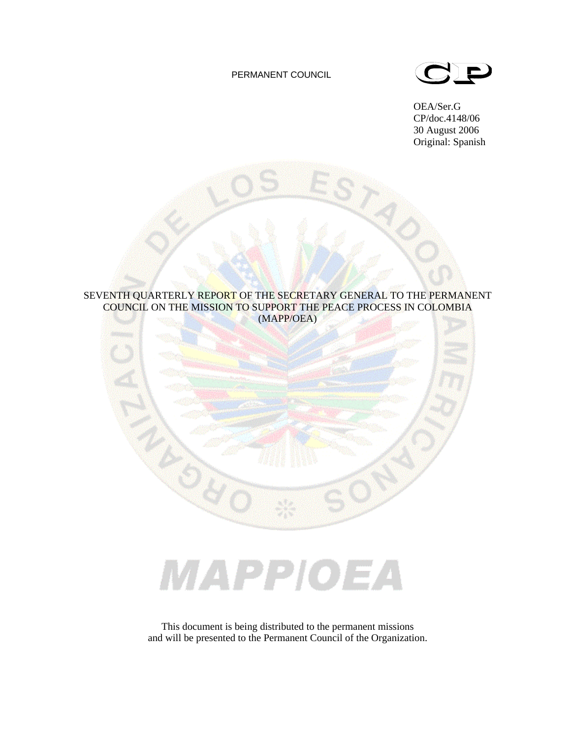PERMANENT COUNCIL

OEA/Ser.G
CP/doc.4148/06
30 August 2006
Original: Spanish

# SEVENTH QUARTERLY REPORT OF THE SECRETARY GENERAL TO THE PERMANENT COUNCIL ON THE MISSION TO SUPPORT THE PEACE PROCESS IN COLOMBIA (MAPP/OEA)

MAPP/OEA

This document is being distributed to the permanent missions and will be presented to the Permanent Council of the Organization.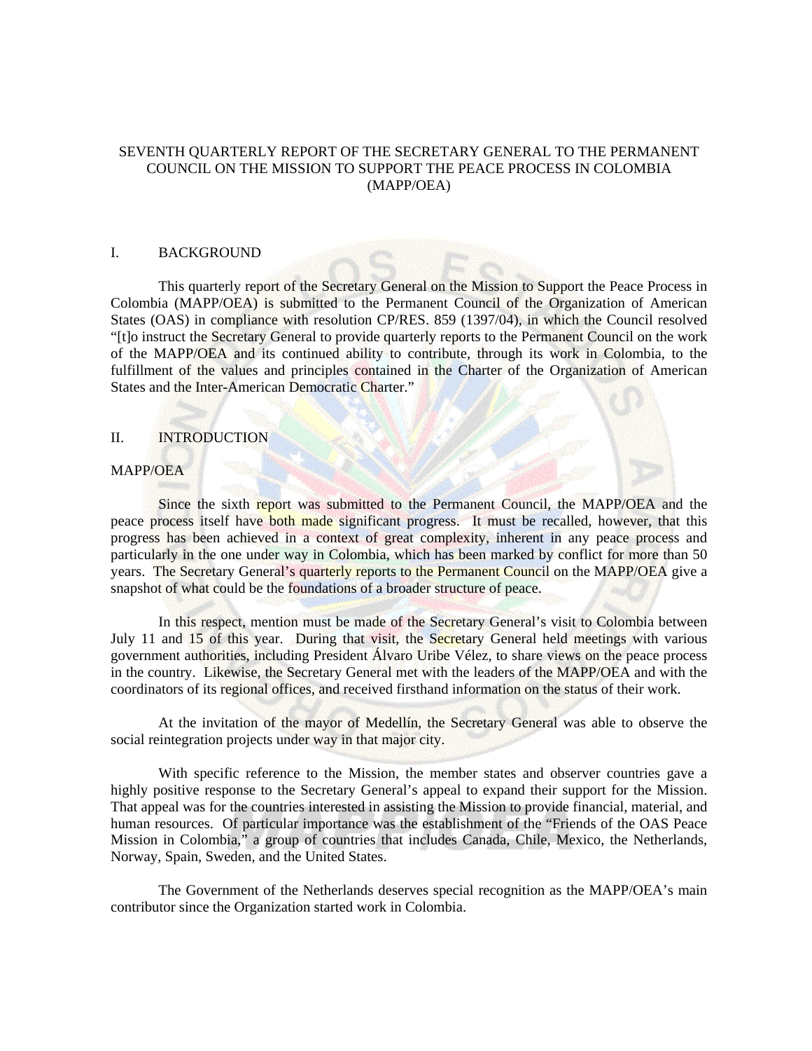# SEVENTH QUARTERLY REPORT OF THE SECRETARY GENERAL TO THE PERMANENT COUNCIL ON THE MISSION TO SUPPORT THE PEACE PROCESS IN COLOMBIA (MAPP/OEA)

## I. BACKGROUND

This quarterly report of the Secretary General on the Mission to Support the Peace Process in Colombia (MAPP/OEA) is submitted to the Permanent Council of the Organization of American States (OAS) in compliance with resolution CP/RES. 859 (1397/04), in which the Council resolved "[t]o instruct the Secretary General to provide quarterly reports to the Permanent Council on the work of the MAPP/OEA and its continued ability to contribute, through its work in Colombia, to the fulfillment of the values and principles contained in the Charter of the Organization of American States and the Inter-American Democratic Charter."

## II. INTRODUCTION

### MAPP/OEA

Since the sixth report was submitted to the Permanent Council, the MAPP/OEA and the peace process itself have both made significant progress. It must be recalled, however, that this progress has been achieved in a context of great complexity, inherent in any peace process and particularly in the one under way in Colombia, which has been marked by conflict for more than 50 years. The Secretary General's quarterly reports to the Permanent Council on the MAPP/OEA give a snapshot of what could be the foundations of a broader structure of peace.

In this respect, mention must be made of the Secretary General's visit to Colombia between July 11 and 15 of this year. During that visit, the Secretary General held meetings with various government authorities, including President Álvaro Uribe Vélez, to share views on the peace process in the country. Likewise, the Secretary General met with the leaders of the MAPP/OEA and with the coordinators of its regional offices, and received firsthand information on the status of their work.

At the invitation of the mayor of Medellín, the Secretary General was able to observe the social reintegration projects under way in that major city.

With specific reference to the Mission, the member states and observer countries gave a highly positive response to the Secretary General's appeal to expand their support for the Mission. That appeal was for the countries interested in assisting the Mission to provide financial, material, and human resources. Of particular importance was the establishment of the "Friends of the OAS Peace Mission in Colombia," a group of countries that includes Canada, Chile, Mexico, the Netherlands, Norway, Spain, Sweden, and the United States.

The Government of the Netherlands deserves special recognition as the MAPP/OEA's main contributor since the Organization started work in Colombia.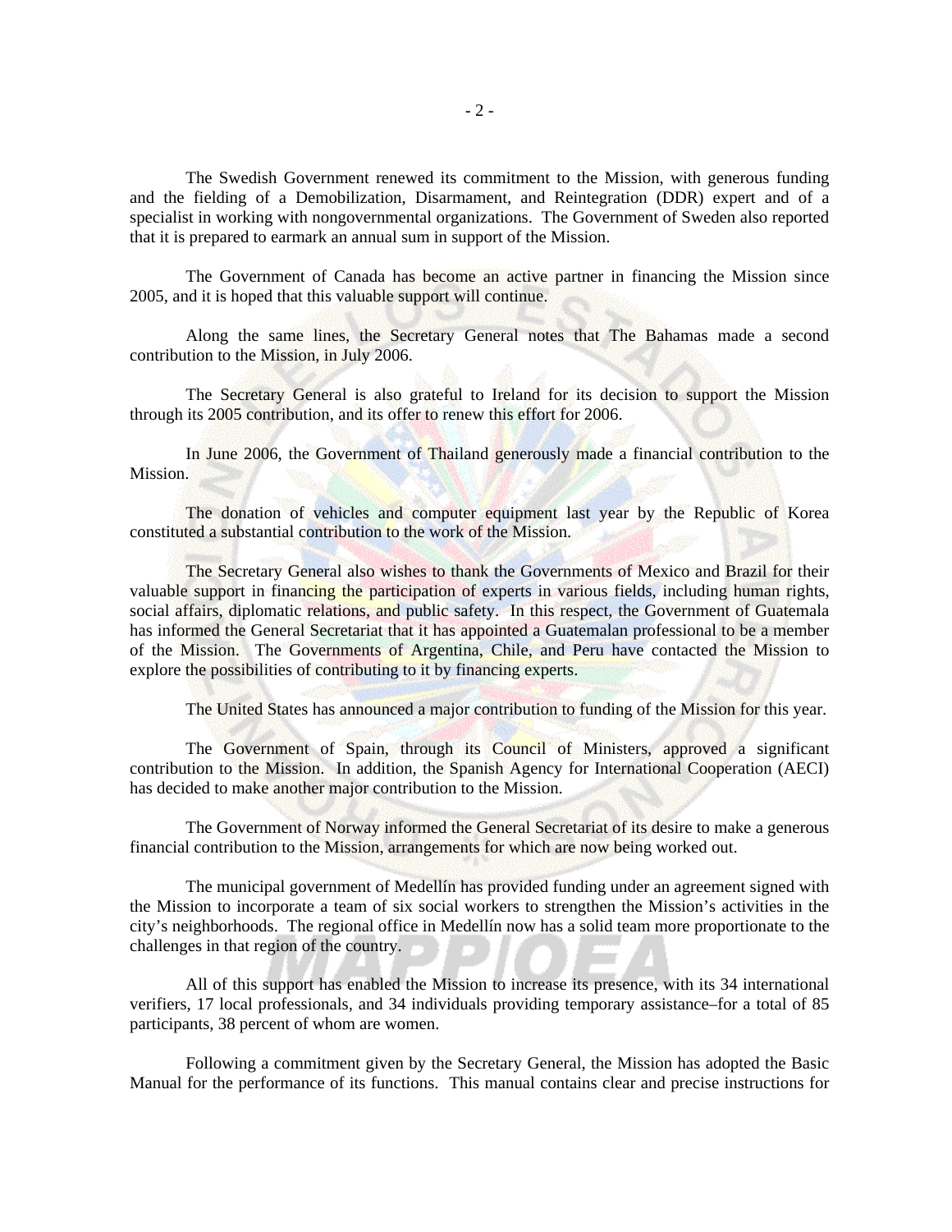The Swedish Government renewed its commitment to the Mission, with generous funding and the fielding of a Demobilization, Disarmament, and Reintegration (DDR) expert and of a specialist in working with nongovernmental organizations. The Government of Sweden also reported that it is prepared to earmark an annual sum in support of the Mission.

The Government of Canada has become an active partner in financing the Mission since 2005, and it is hoped that this valuable support will continue.

Along the same lines, the Secretary General notes that The Bahamas made a second contribution to the Mission, in July 2006.

The Secretary General is also grateful to Ireland for its decision to support the Mission through its 2005 contribution, and its offer to renew this effort for 2006.

In June 2006, the Government of Thailand generously made a financial contribution to the Mission.

The donation of vehicles and computer equipment last year by the Republic of Korea constituted a substantial contribution to the work of the Mission.

The Secretary General also wishes to thank the Governments of Mexico and Brazil for their valuable support in financing the participation of experts in various fields, including human rights, social affairs, diplomatic relations, and public safety. In this respect, the Government of Guatemala has informed the General Secretariat that it has appointed a Guatemalan professional to be a member of the Mission. The Governments of Argentina, Chile, and Peru have contacted the Mission to explore the possibilities of contributing to it by financing experts.

The United States has announced a major contribution to funding of the Mission for this year.

The Government of Spain, through its Council of Ministers, approved a significant contribution to the Mission. In addition, the Spanish Agency for International Cooperation (AECI) has decided to make another major contribution to the Mission.

The Government of Norway informed the General Secretariat of its desire to make a generous financial contribution to the Mission, arrangements for which are now being worked out.

The municipal government of Medellín has provided funding under an agreement signed with the Mission to incorporate a team of six social workers to strengthen the Mission's activities in the city's neighborhoods. The regional office in Medellín now has a solid team more proportionate to the challenges in that region of the country.

All of this support has enabled the Mission to increase its presence, with its 34 international verifiers, 17 local professionals, and 34 individuals providing temporary assistance–for a total of 85 participants, 38 percent of whom are women.

Following a commitment given by the Secretary General, the Mission has adopted the Basic Manual for the performance of its functions. This manual contains clear and precise instructions for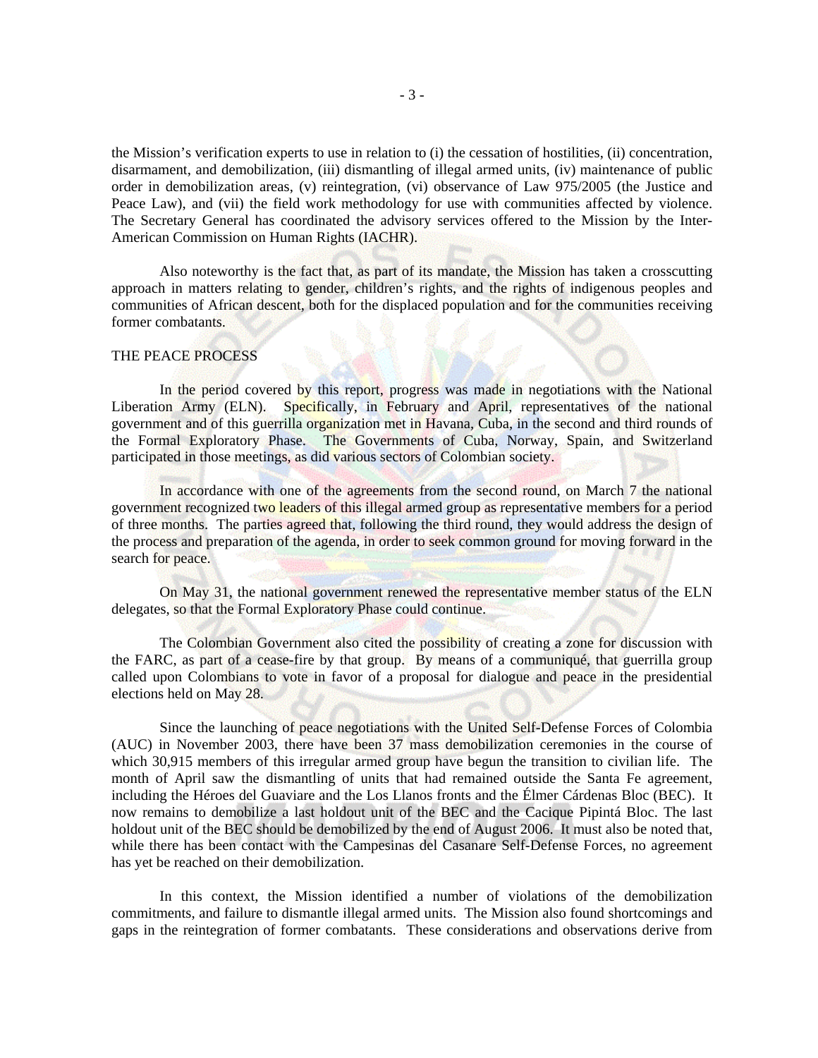the Mission's verification experts to use in relation to (i) the cessation of hostilities, (ii) concentration, disarmament, and demobilization, (iii) dismantling of illegal armed units, (iv) maintenance of public order in demobilization areas, (v) reintegration, (vi) observance of Law 975/2005 (the Justice and Peace Law), and (vii) the field work methodology for use with communities affected by violence. The Secretary General has coordinated the advisory services offered to the Mission by the Inter-American Commission on Human Rights (IACHR).

Also noteworthy is the fact that, as part of its mandate, the Mission has taken a crosscutting approach in matters relating to gender, children's rights, and the rights of indigenous peoples and communities of African descent, both for the displaced population and for the communities receiving former combatants.

## THE PEACE PROCESS

In the period covered by this report, progress was made in negotiations with the National Liberation Army (ELN). Specifically, in February and April, representatives of the national government and of this guerrilla organization met in Havana, Cuba, in the second and third rounds of the Formal Exploratory Phase. The Governments of Cuba, Norway, Spain, and Switzerland participated in those meetings, as did various sectors of Colombian society.

In accordance with one of the agreements from the second round, on March 7 the national government recognized two leaders of this illegal armed group as representative members for a period of three months. The parties agreed that, following the third round, they would address the design of the process and preparation of the agenda, in order to seek common ground for moving forward in the search for peace.

On May 31, the national government renewed the representative member status of the ELN delegates, so that the Formal Exploratory Phase could continue.

The Colombian Government also cited the possibility of creating a zone for discussion with the FARC, as part of a cease-fire by that group. By means of a communiqué, that guerrilla group called upon Colombians to vote in favor of a proposal for dialogue and peace in the presidential elections held on May 28.

Since the launching of peace negotiations with the United Self-Defense Forces of Colombia (AUC) in November 2003, there have been 37 mass demobilization ceremonies in the course of which 30,915 members of this irregular armed group have begun the transition to civilian life. The month of April saw the dismantling of units that had remained outside the Santa Fe agreement, including the Héroes del Guaviare and the Los Llanos fronts and the Élmer Cárdenas Bloc (BEC). It now remains to demobilize a last holdout unit of the BEC and the Cacique Pipintá Bloc. The last holdout unit of the BEC should be demobilized by the end of August 2006. It must also be noted that, while there has been contact with the Campesinas del Casanare Self-Defense Forces, no agreement has yet be reached on their demobilization.

In this context, the Mission identified a number of violations of the demobilization commitments, and failure to dismantle illegal armed units. The Mission also found shortcomings and gaps in the reintegration of former combatants. These considerations and observations derive from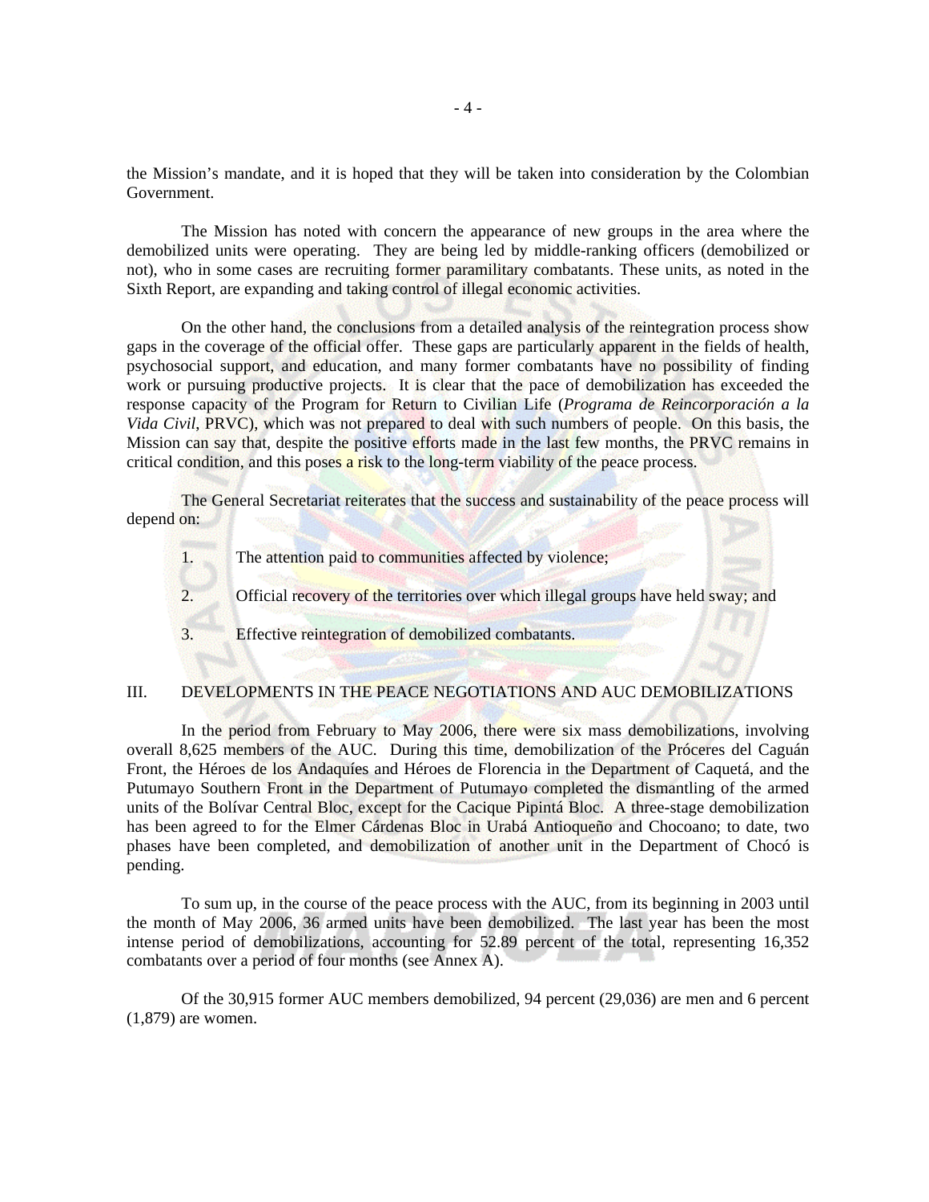the Mission's mandate, and it is hoped that they will be taken into consideration by the Colombian Government.

The Mission has noted with concern the appearance of new groups in the area where the demobilized units were operating. They are being led by middle-ranking officers (demobilized or not), who in some cases are recruiting former paramilitary combatants. These units, as noted in the Sixth Report, are expanding and taking control of illegal economic activities.

On the other hand, the conclusions from a detailed analysis of the reintegration process show gaps in the coverage of the official offer. These gaps are particularly apparent in the fields of health, psychosocial support, and education, and many former combatants have no possibility of finding work or pursuing productive projects. It is clear that the pace of demobilization has exceeded the response capacity of the Program for Return to Civilian Life (*Programa de Reincorporación a la Vida Civil*, PRVC), which was not prepared to deal with such numbers of people. On this basis, the Mission can say that, despite the positive efforts made in the last few months, the PRVC remains in critical condition, and this poses a risk to the long-term viability of the peace process.

The General Secretariat reiterates that the success and sustainability of the peace process will depend on:

1. The attention paid to communities affected by violence;
2. Official recovery of the territories over which illegal groups have held sway; and
3. Effective reintegration of demobilized combatants.

## III. DEVELOPMENTS IN THE PEACE NEGOTIATIONS AND AUC DEMOBILIZATIONS

In the period from February to May 2006, there were six mass demobilizations, involving overall 8,625 members of the AUC. During this time, demobilization of the Próceres del Caguán Front, the Héroes de los Andaquíes and Héroes de Florencia in the Department of Caquetá, and the Putumayo Southern Front in the Department of Putumayo completed the dismantling of the armed units of the Bolívar Central Bloc, except for the Cacique Pipintá Bloc. A three-stage demobilization has been agreed to for the Elmer Cárdenas Bloc in Urabá Antioqueño and Chocoano; to date, two phases have been completed, and demobilization of another unit in the Department of Chocó is pending.

To sum up, in the course of the peace process with the AUC, from its beginning in 2003 until the month of May 2006, 36 armed units have been demobilized. The last year has been the most intense period of demobilizations, accounting for 52.89 percent of the total, representing 16,352 combatants over a period of four months (see Annex A).

Of the 30,915 former AUC members demobilized, 94 percent (29,036) are men and 6 percent (1,879) are women.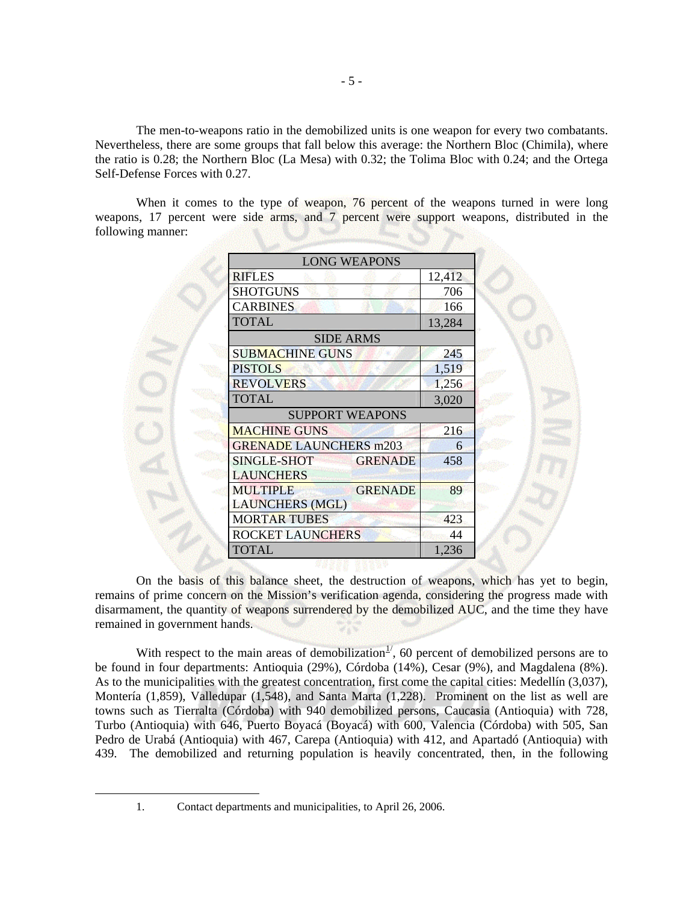The men-to-weapons ratio in the demobilized units is one weapon for every two combatants. Nevertheless, there are some groups that fall below this average: the Northern Bloc (Chimila), where the ratio is 0.28; the Northern Bloc (La Mesa) with 0.32; the Tolima Bloc with 0.24; and the Ortega Self-Defense Forces with 0.27.

When it comes to the type of weapon, 76 percent of the weapons turned in were long weapons, 17 percent were side arms, and 7 percent were support weapons, distributed in the following manner:

| LONG WEAPONS | |
|---|---|
| RIFLES | 12,412 |
| SHOTGUNS | 706 |
| CARBINES | 166 |
| TOTAL | 13,284 |
| **SIDE ARMS** | |
| SUBMACHINE GUNS | 245 |
| PISTOLS | 1,519 |
| REVOLVERS | 1,256 |
| TOTAL | 3,020 |
| **SUPPORT WEAPONS** | |
| MACHINE GUNS | 216 |
| GRENADE LAUNCHERS m203 | 6 |
| SINGLE-SHOT GRENADE LAUNCHERS | 458 |
| MULTIPLE GRENADE LAUNCHERS (MGL) | 89 |
| MORTAR TUBES | 423 |
| ROCKET LAUNCHERS | 44 |
| TOTAL | 1,236 |

On the basis of this balance sheet, the destruction of weapons, which has yet to begin, remains of prime concern on the Mission's verification agenda, considering the progress made with disarmament, the quantity of weapons surrendered by the demobilized AUC, and the time they have remained in government hands.

With respect to the main areas of demobilization[1/], 60 percent of demobilized persons are to be found in four departments: Antioquia (29%), Córdoba (14%), Cesar (9%), and Magdalena (8%). As to the municipalities with the greatest concentration, first come the capital cities: Medellín (3,037), Montería (1,859), Valledupar (1,548), and Santa Marta (1,228). Prominent on the list as well are towns such as Tierralta (Córdoba) with 940 demobilized persons, Caucasia (Antioquia) with 728, Turbo (Antioquia) with 646, Puerto Boyacá (Boyacá) with 600, Valencia (Córdoba) with 505, San Pedro de Urabá (Antioquia) with 467, Carepa (Antioquia) with 412, and Apartadó (Antioquia) with 439. The demobilized and returning population is heavily concentrated, then, in the following

1. Contact departments and municipalities, to April 26, 2006.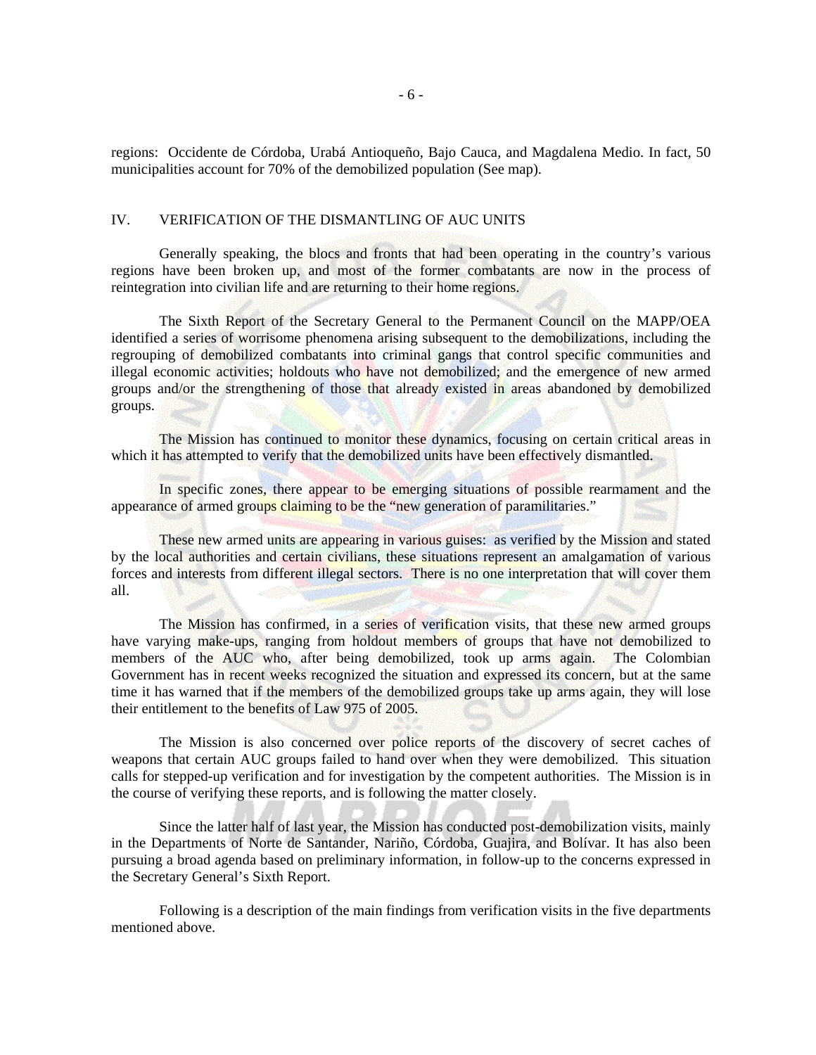regions: Occidente de Córdoba, Urabá Antioqueño, Bajo Cauca, and Magdalena Medio. In fact, 50 municipalities account for 70% of the demobilized population (See map).

## IV. VERIFICATION OF THE DISMANTLING OF AUC UNITS

Generally speaking, the blocs and fronts that had been operating in the country's various regions have been broken up, and most of the former combatants are now in the process of reintegration into civilian life and are returning to their home regions.

The Sixth Report of the Secretary General to the Permanent Council on the MAPP/OEA identified a series of worrisome phenomena arising subsequent to the demobilizations, including the regrouping of demobilized combatants into criminal gangs that control specific communities and illegal economic activities; holdouts who have not demobilized; and the emergence of new armed groups and/or the strengthening of those that already existed in areas abandoned by demobilized groups.

The Mission has continued to monitor these dynamics, focusing on certain critical areas in which it has attempted to verify that the demobilized units have been effectively dismantled.

In specific zones, there appear to be emerging situations of possible rearmament and the appearance of armed groups claiming to be the "new generation of paramilitaries."

These new armed units are appearing in various guises: as verified by the Mission and stated by the local authorities and certain civilians, these situations represent an amalgamation of various forces and interests from different illegal sectors. There is no one interpretation that will cover them all.

The Mission has confirmed, in a series of verification visits, that these new armed groups have varying make-ups, ranging from holdout members of groups that have not demobilized to members of the AUC who, after being demobilized, took up arms again. The Colombian Government has in recent weeks recognized the situation and expressed its concern, but at the same time it has warned that if the members of the demobilized groups take up arms again, they will lose their entitlement to the benefits of Law 975 of 2005.

The Mission is also concerned over police reports of the discovery of secret caches of weapons that certain AUC groups failed to hand over when they were demobilized. This situation calls for stepped-up verification and for investigation by the competent authorities. The Mission is in the course of verifying these reports, and is following the matter closely.

Since the latter half of last year, the Mission has conducted post-demobilization visits, mainly in the Departments of Norte de Santander, Nariño, Córdoba, Guajira, and Bolívar. It has also been pursuing a broad agenda based on preliminary information, in follow-up to the concerns expressed in the Secretary General's Sixth Report.

Following is a description of the main findings from verification visits in the five departments mentioned above.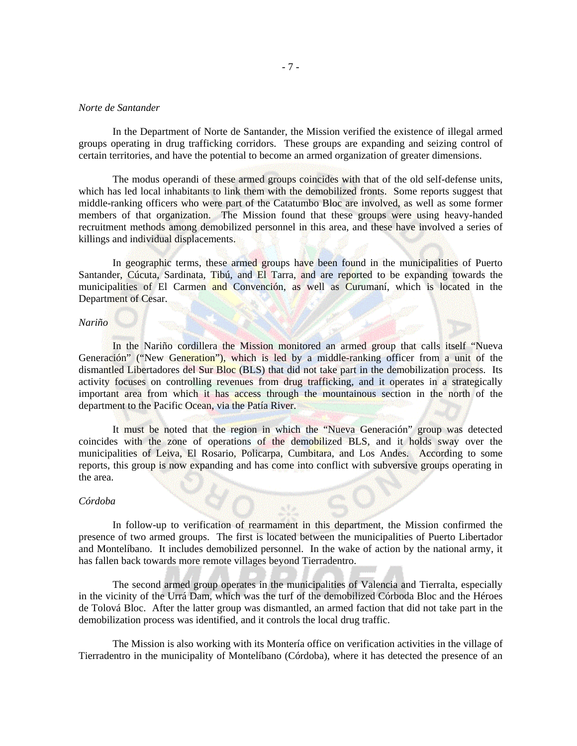*Norte de Santander*

In the Department of Norte de Santander, the Mission verified the existence of illegal armed groups operating in drug trafficking corridors. These groups are expanding and seizing control of certain territories, and have the potential to become an armed organization of greater dimensions.

The modus operandi of these armed groups coincides with that of the old self-defense units, which has led local inhabitants to link them with the demobilized fronts. Some reports suggest that middle-ranking officers who were part of the Catatumbo Bloc are involved, as well as some former members of that organization. The Mission found that these groups were using heavy-handed recruitment methods among demobilized personnel in this area, and these have involved a series of killings and individual displacements.

In geographic terms, these armed groups have been found in the municipalities of Puerto Santander, Cúcuta, Sardinata, Tibú, and El Tarra, and are reported to be expanding towards the municipalities of El Carmen and Convención, as well as Curumaní, which is located in the Department of Cesar.

*Nariño*

In the Nariño cordillera the Mission monitored an armed group that calls itself "Nueva Generación" ("New Generation"), which is led by a middle-ranking officer from a unit of the dismantled Libertadores del Sur Bloc (BLS) that did not take part in the demobilization process. Its activity focuses on controlling revenues from drug trafficking, and it operates in a strategically important area from which it has access through the mountainous section in the north of the department to the Pacific Ocean, via the Patía River.

It must be noted that the region in which the "Nueva Generación" group was detected coincides with the zone of operations of the demobilized BLS, and it holds sway over the municipalities of Leiva, El Rosario, Policarpa, Cumbitara, and Los Andes. According to some reports, this group is now expanding and has come into conflict with subversive groups operating in the area.

*Córdoba*

In follow-up to verification of rearmament in this department, the Mission confirmed the presence of two armed groups. The first is located between the municipalities of Puerto Libertador and Montelíbano. It includes demobilized personnel. In the wake of action by the national army, it has fallen back towards more remote villages beyond Tierradentro.

The second armed group operates in the municipalities of Valencia and Tierralta, especially in the vicinity of the Urrá Dam, which was the turf of the demobilized Córboda Bloc and the Héroes de Tolová Bloc. After the latter group was dismantled, an armed faction that did not take part in the demobilization process was identified, and it controls the local drug traffic.

The Mission is also working with its Montería office on verification activities in the village of Tierradentro in the municipality of Montelíbano (Córdoba), where it has detected the presence of an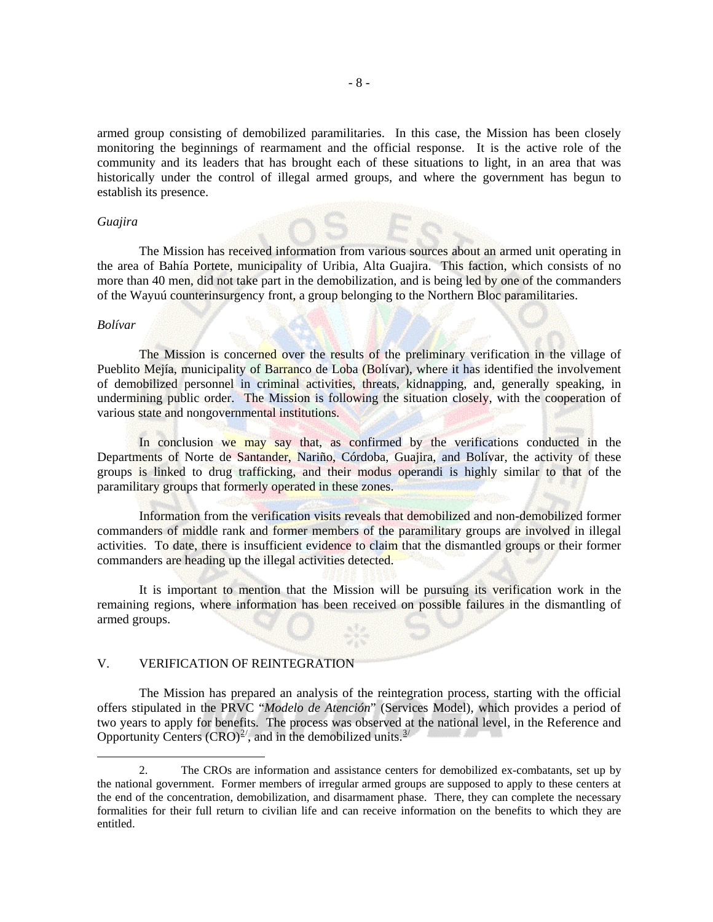armed group consisting of demobilized paramilitaries. In this case, the Mission has been closely monitoring the beginnings of rearmament and the official response. It is the active role of the community and its leaders that has brought each of these situations to light, in an area that was historically under the control of illegal armed groups, and where the government has begun to establish its presence.

*Guajira*

The Mission has received information from various sources about an armed unit operating in the area of Bahía Portete, municipality of Uribia, Alta Guajira. This faction, which consists of no more than 40 men, did not take part in the demobilization, and is being led by one of the commanders of the Wayuú counterinsurgency front, a group belonging to the Northern Bloc paramilitaries.

*Bolívar*

The Mission is concerned over the results of the preliminary verification in the village of Pueblito Mejía, municipality of Barranco de Loba (Bolívar), where it has identified the involvement of demobilized personnel in criminal activities, threats, kidnapping, and, generally speaking, in undermining public order. The Mission is following the situation closely, with the cooperation of various state and nongovernmental institutions.

In conclusion we may say that, as confirmed by the verifications conducted in the Departments of Norte de Santander, Nariño, Córdoba, Guajira, and Bolívar, the activity of these groups is linked to drug trafficking, and their modus operandi is highly similar to that of the paramilitary groups that formerly operated in these zones.

Information from the verification visits reveals that demobilized and non-demobilized former commanders of middle rank and former members of the paramilitary groups are involved in illegal activities. To date, there is insufficient evidence to claim that the dismantled groups or their former commanders are heading up the illegal activities detected.

It is important to mention that the Mission will be pursuing its verification work in the remaining regions, where information has been received on possible failures in the dismantling of armed groups.

## V. VERIFICATION OF REINTEGRATION

The Mission has prepared an analysis of the reintegration process, starting with the official offers stipulated in the PRVC "*Modelo de Atención*" (Services Model), which provides a period of two years to apply for benefits. The process was observed at the national level, in the Reference and Opportunity Centers (CRO)[2/], and in the demobilized units.[3/]

---

2. The CROs are information and assistance centers for demobilized ex-combatants, set up by the national government. Former members of irregular armed groups are supposed to apply to these centers at the end of the concentration, demobilization, and disarmament phase. There, they can complete the necessary formalities for their full return to civilian life and can receive information on the benefits to which they are entitled.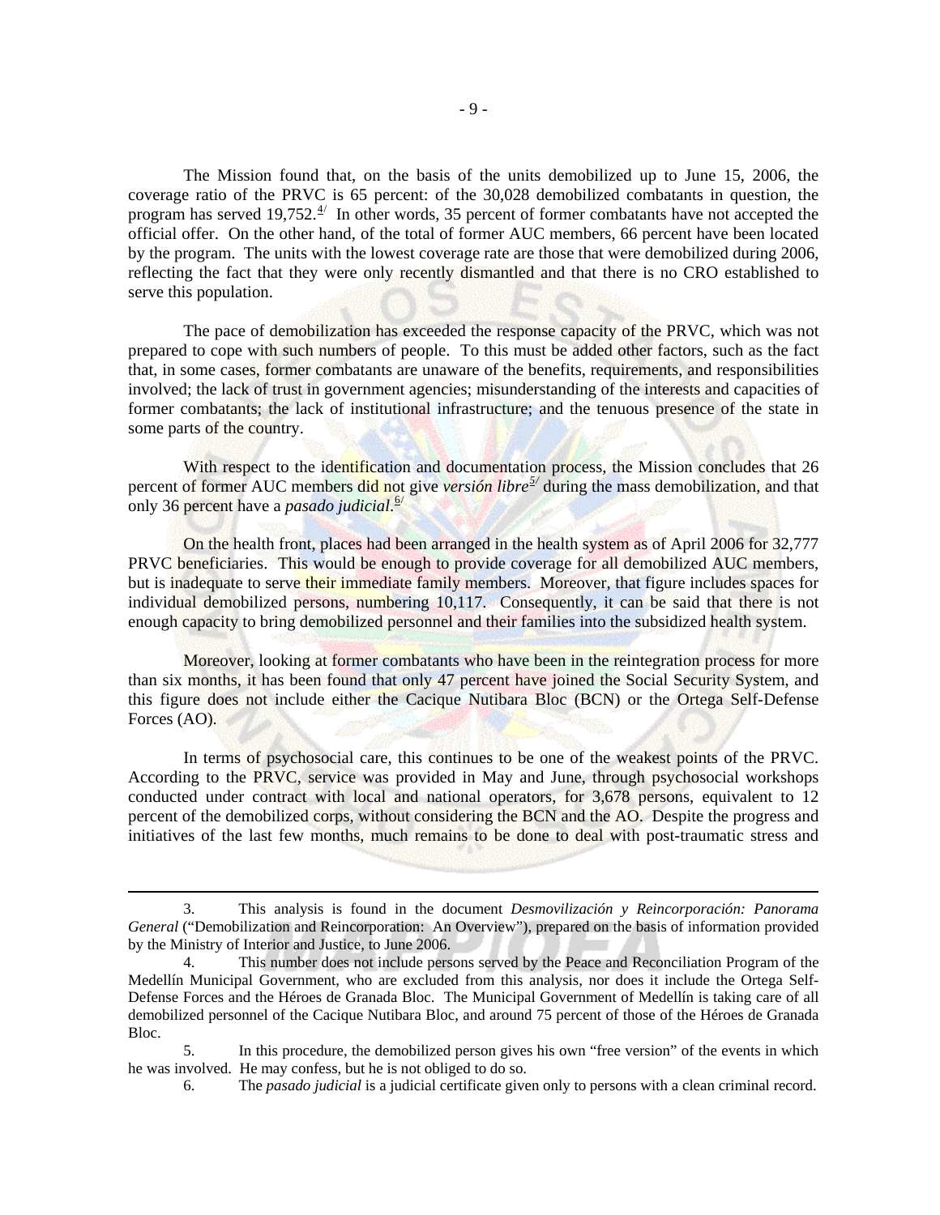The Mission found that, on the basis of the units demobilized up to June 15, 2006, the coverage ratio of the PRVC is 65 percent: of the 30,028 demobilized combatants in question, the program has served 19,752.[4] In other words, 35 percent of former combatants have not accepted the official offer. On the other hand, of the total of former AUC members, 66 percent have been located by the program. The units with the lowest coverage rate are those that were demobilized during 2006, reflecting the fact that they were only recently dismantled and that there is no CRO established to serve this population.

The pace of demobilization has exceeded the response capacity of the PRVC, which was not prepared to cope with such numbers of people. To this must be added other factors, such as the fact that, in some cases, former combatants are unaware of the benefits, requirements, and responsibilities involved; the lack of trust in government agencies; misunderstanding of the interests and capacities of former combatants; the lack of institutional infrastructure; and the tenuous presence of the state in some parts of the country.

With respect to the identification and documentation process, the Mission concludes that 26 percent of former AUC members did not give *versión libre*[5] during the mass demobilization, and that only 36 percent have a *pasado judicial*.[6]

On the health front, places had been arranged in the health system as of April 2006 for 32,777 PRVC beneficiaries. This would be enough to provide coverage for all demobilized AUC members, but is inadequate to serve their immediate family members. Moreover, that figure includes spaces for individual demobilized persons, numbering 10,117. Consequently, it can be said that there is not enough capacity to bring demobilized personnel and their families into the subsidized health system.

Moreover, looking at former combatants who have been in the reintegration process for more than six months, it has been found that only 47 percent have joined the Social Security System, and this figure does not include either the Cacique Nutibara Bloc (BCN) or the Ortega Self-Defense Forces (AO).

In terms of psychosocial care, this continues to be one of the weakest points of the PRVC. According to the PRVC, service was provided in May and June, through psychosocial workshops conducted under contract with local and national operators, for 3,678 persons, equivalent to 12 percent of the demobilized corps, without considering the BCN and the AO. Despite the progress and initiatives of the last few months, much remains to be done to deal with post-traumatic stress and

---

3. This analysis is found in the document *Desmovilización y Reincorporación: Panorama General* ("Demobilization and Reincorporation: An Overview"), prepared on the basis of information provided by the Ministry of Interior and Justice, to June 2006.

4. This number does not include persons served by the Peace and Reconciliation Program of the Medellín Municipal Government, who are excluded from this analysis, nor does it include the Ortega Self-Defense Forces and the Héroes de Granada Bloc. The Municipal Government of Medellín is taking care of all demobilized personnel of the Cacique Nutibara Bloc, and around 75 percent of those of the Héroes de Granada Bloc.

5. In this procedure, the demobilized person gives his own "free version" of the events in which he was involved. He may confess, but he is not obliged to do so.

6. The *pasado judicial* is a judicial certificate given only to persons with a clean criminal record.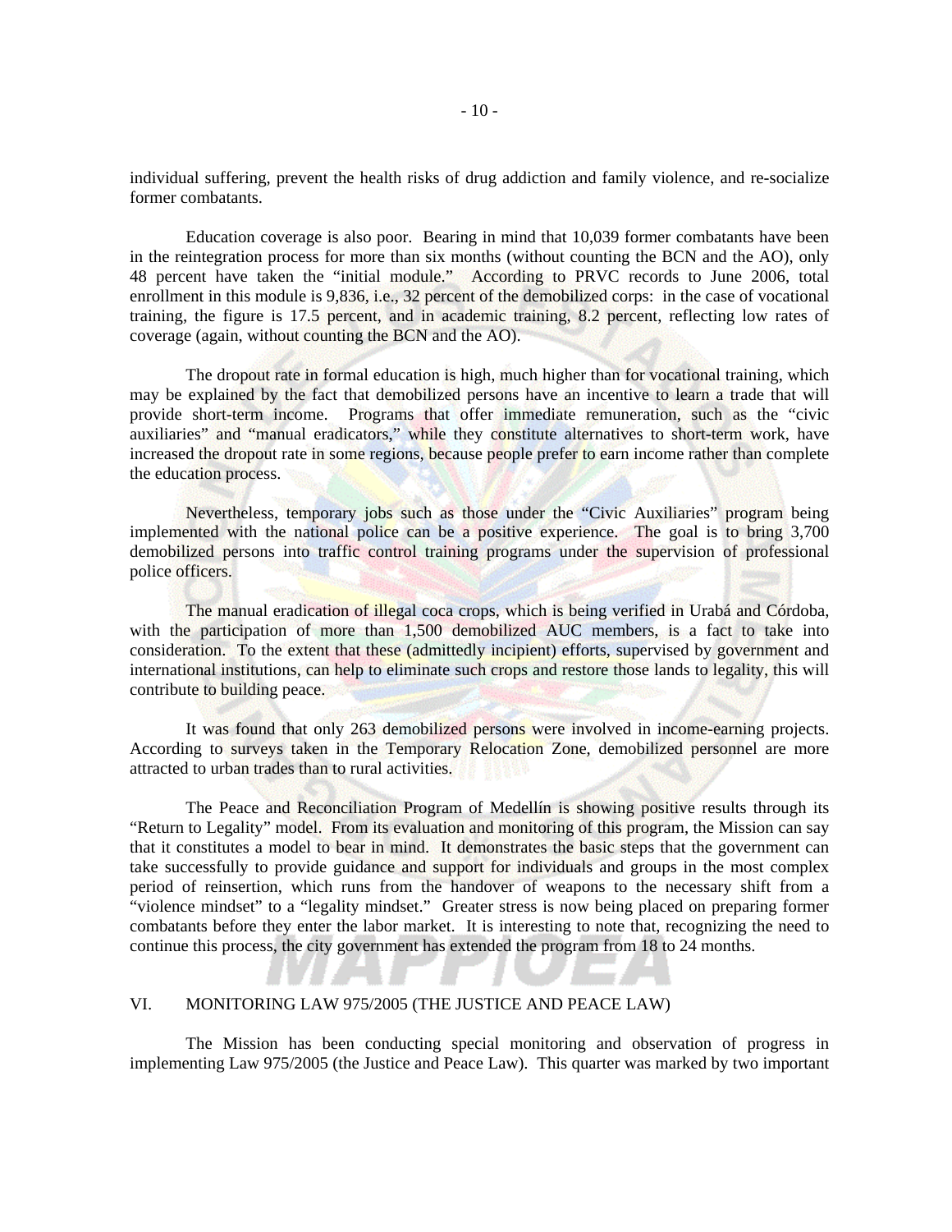individual suffering, prevent the health risks of drug addiction and family violence, and re-socialize former combatants.

Education coverage is also poor. Bearing in mind that 10,039 former combatants have been in the reintegration process for more than six months (without counting the BCN and the AO), only 48 percent have taken the "initial module." According to PRVC records to June 2006, total enrollment in this module is 9,836, i.e., 32 percent of the demobilized corps: in the case of vocational training, the figure is 17.5 percent, and in academic training, 8.2 percent, reflecting low rates of coverage (again, without counting the BCN and the AO).

The dropout rate in formal education is high, much higher than for vocational training, which may be explained by the fact that demobilized persons have an incentive to learn a trade that will provide short-term income. Programs that offer immediate remuneration, such as the "civic auxiliaries" and "manual eradicators," while they constitute alternatives to short-term work, have increased the dropout rate in some regions, because people prefer to earn income rather than complete the education process.

Nevertheless, temporary jobs such as those under the "Civic Auxiliaries" program being implemented with the national police can be a positive experience. The goal is to bring 3,700 demobilized persons into traffic control training programs under the supervision of professional police officers.

The manual eradication of illegal coca crops, which is being verified in Urabá and Córdoba, with the participation of more than 1,500 demobilized AUC members, is a fact to take into consideration. To the extent that these (admittedly incipient) efforts, supervised by government and international institutions, can help to eliminate such crops and restore those lands to legality, this will contribute to building peace.

It was found that only 263 demobilized persons were involved in income-earning projects. According to surveys taken in the Temporary Relocation Zone, demobilized personnel are more attracted to urban trades than to rural activities.

The Peace and Reconciliation Program of Medellín is showing positive results through its "Return to Legality" model. From its evaluation and monitoring of this program, the Mission can say that it constitutes a model to bear in mind. It demonstrates the basic steps that the government can take successfully to provide guidance and support for individuals and groups in the most complex period of reinsertion, which runs from the handover of weapons to the necessary shift from a "violence mindset" to a "legality mindset." Greater stress is now being placed on preparing former combatants before they enter the labor market. It is interesting to note that, recognizing the need to continue this process, the city government has extended the program from 18 to 24 months.

## VI. MONITORING LAW 975/2005 (THE JUSTICE AND PEACE LAW)

The Mission has been conducting special monitoring and observation of progress in implementing Law 975/2005 (the Justice and Peace Law). This quarter was marked by two important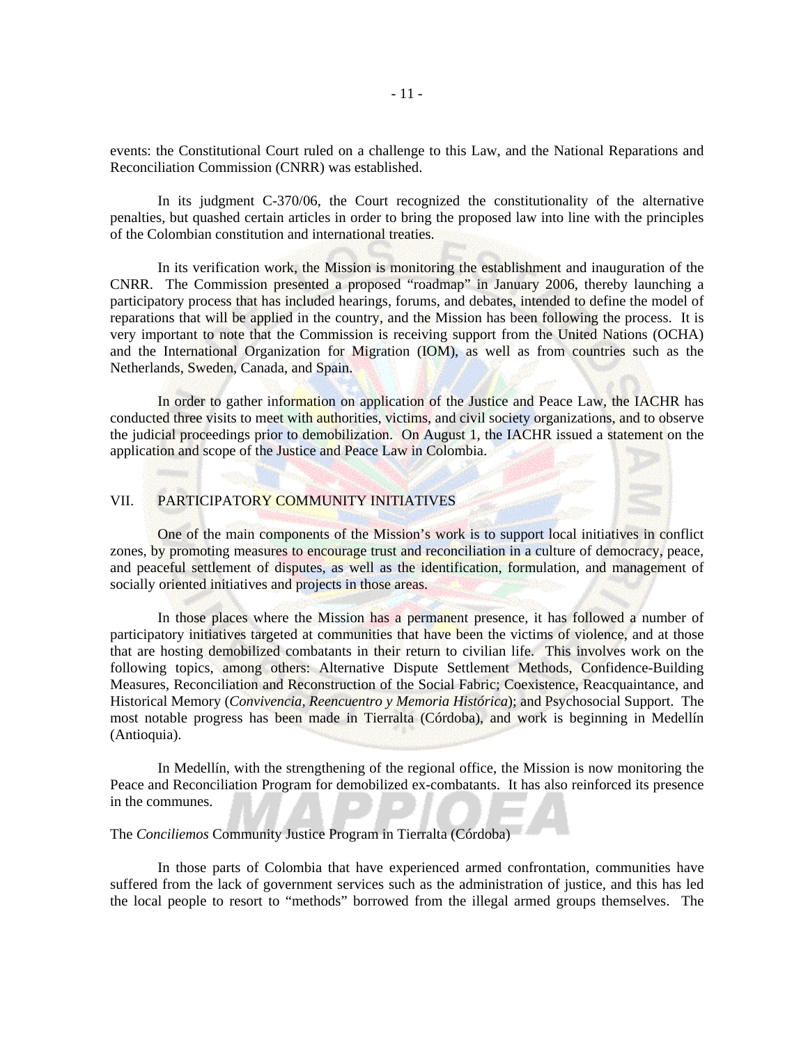events: the Constitutional Court ruled on a challenge to this Law, and the National Reparations and Reconciliation Commission (CNRR) was established.

In its judgment C-370/06, the Court recognized the constitutionality of the alternative penalties, but quashed certain articles in order to bring the proposed law into line with the principles of the Colombian constitution and international treaties.

In its verification work, the Mission is monitoring the establishment and inauguration of the CNRR. The Commission presented a proposed "roadmap" in January 2006, thereby launching a participatory process that has included hearings, forums, and debates, intended to define the model of reparations that will be applied in the country, and the Mission has been following the process. It is very important to note that the Commission is receiving support from the United Nations (OCHA) and the International Organization for Migration (IOM), as well as from countries such as the Netherlands, Sweden, Canada, and Spain.

In order to gather information on application of the Justice and Peace Law, the IACHR has conducted three visits to meet with authorities, victims, and civil society organizations, and to observe the judicial proceedings prior to demobilization. On August 1, the IACHR issued a statement on the application and scope of the Justice and Peace Law in Colombia.

## VII. PARTICIPATORY COMMUNITY INITIATIVES

One of the main components of the Mission's work is to support local initiatives in conflict zones, by promoting measures to encourage trust and reconciliation in a culture of democracy, peace, and peaceful settlement of disputes, as well as the identification, formulation, and management of socially oriented initiatives and projects in those areas.

In those places where the Mission has a permanent presence, it has followed a number of participatory initiatives targeted at communities that have been the victims of violence, and at those that are hosting demobilized combatants in their return to civilian life. This involves work on the following topics, among others: Alternative Dispute Settlement Methods, Confidence-Building Measures, Reconciliation and Reconstruction of the Social Fabric; Coexistence, Reacquaintance, and Historical Memory (*Convivencia, Reencuentro y Memoria Histórica*); and Psychosocial Support. The most notable progress has been made in Tierralta (Córdoba), and work is beginning in Medellín (Antioquia).

In Medellín, with the strengthening of the regional office, the Mission is now monitoring the Peace and Reconciliation Program for demobilized ex-combatants. It has also reinforced its presence in the communes.

The *Conciliemos* Community Justice Program in Tierralta (Córdoba)

In those parts of Colombia that have experienced armed confrontation, communities have suffered from the lack of government services such as the administration of justice, and this has led the local people to resort to "methods" borrowed from the illegal armed groups themselves. The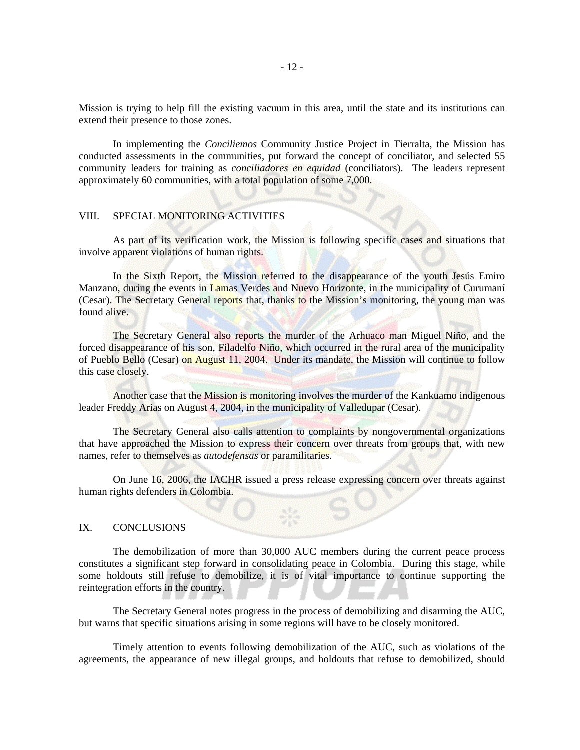Mission is trying to help fill the existing vacuum in this area, until the state and its institutions can extend their presence to those zones.

In implementing the *Conciliemos* Community Justice Project in Tierralta, the Mission has conducted assessments in the communities, put forward the concept of conciliator, and selected 55 community leaders for training as *conciliadores en equidad* (conciliators). The leaders represent approximately 60 communities, with a total population of some 7,000.

## VIII. SPECIAL MONITORING ACTIVITIES

As part of its verification work, the Mission is following specific cases and situations that involve apparent violations of human rights.

In the Sixth Report, the Mission referred to the disappearance of the youth Jesús Emiro Manzano, during the events in Lamas Verdes and Nuevo Horizonte, in the municipality of Curumaní (Cesar). The Secretary General reports that, thanks to the Mission's monitoring, the young man was found alive.

The Secretary General also reports the murder of the Arhuaco man Miguel Niño, and the forced disappearance of his son, Filadelfo Niño, which occurred in the rural area of the municipality of Pueblo Bello (Cesar) on August 11, 2004. Under its mandate, the Mission will continue to follow this case closely.

Another case that the Mission is monitoring involves the murder of the Kankuamo indigenous leader Freddy Arias on August 4, 2004, in the municipality of Valledupar (Cesar).

The Secretary General also calls attention to complaints by nongovernmental organizations that have approached the Mission to express their concern over threats from groups that, with new names, refer to themselves as *autodefensas* or paramilitaries.

On June 16, 2006, the IACHR issued a press release expressing concern over threats against human rights defenders in Colombia.

## IX. CONCLUSIONS

The demobilization of more than 30,000 AUC members during the current peace process constitutes a significant step forward in consolidating peace in Colombia. During this stage, while some holdouts still refuse to demobilize, it is of vital importance to continue supporting the reintegration efforts in the country.

The Secretary General notes progress in the process of demobilizing and disarming the AUC, but warns that specific situations arising in some regions will have to be closely monitored.

Timely attention to events following demobilization of the AUC, such as violations of the agreements, the appearance of new illegal groups, and holdouts that refuse to demobilized, should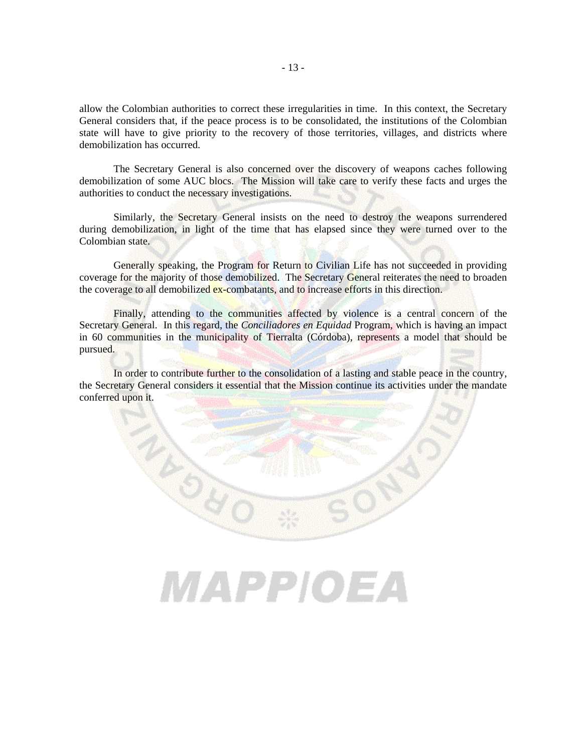allow the Colombian authorities to correct these irregularities in time. In this context, the Secretary General considers that, if the peace process is to be consolidated, the institutions of the Colombian state will have to give priority to the recovery of those territories, villages, and districts where demobilization has occurred.

The Secretary General is also concerned over the discovery of weapons caches following demobilization of some AUC blocs. The Mission will take care to verify these facts and urges the authorities to conduct the necessary investigations.

Similarly, the Secretary General insists on the need to destroy the weapons surrendered during demobilization, in light of the time that has elapsed since they were turned over to the Colombian state.

Generally speaking, the Program for Return to Civilian Life has not succeeded in providing coverage for the majority of those demobilized. The Secretary General reiterates the need to broaden the coverage to all demobilized ex-combatants, and to increase efforts in this direction.

Finally, attending to the communities affected by violence is a central concern of the Secretary General. In this regard, the *Conciliadores en Equidad* Program, which is having an impact in 60 communities in the municipality of Tierralta (Córdoba), represents a model that should be pursued.

In order to contribute further to the consolidation of a lasting and stable peace in the country, the Secretary General considers it essential that the Mission continue its activities under the mandate conferred upon it.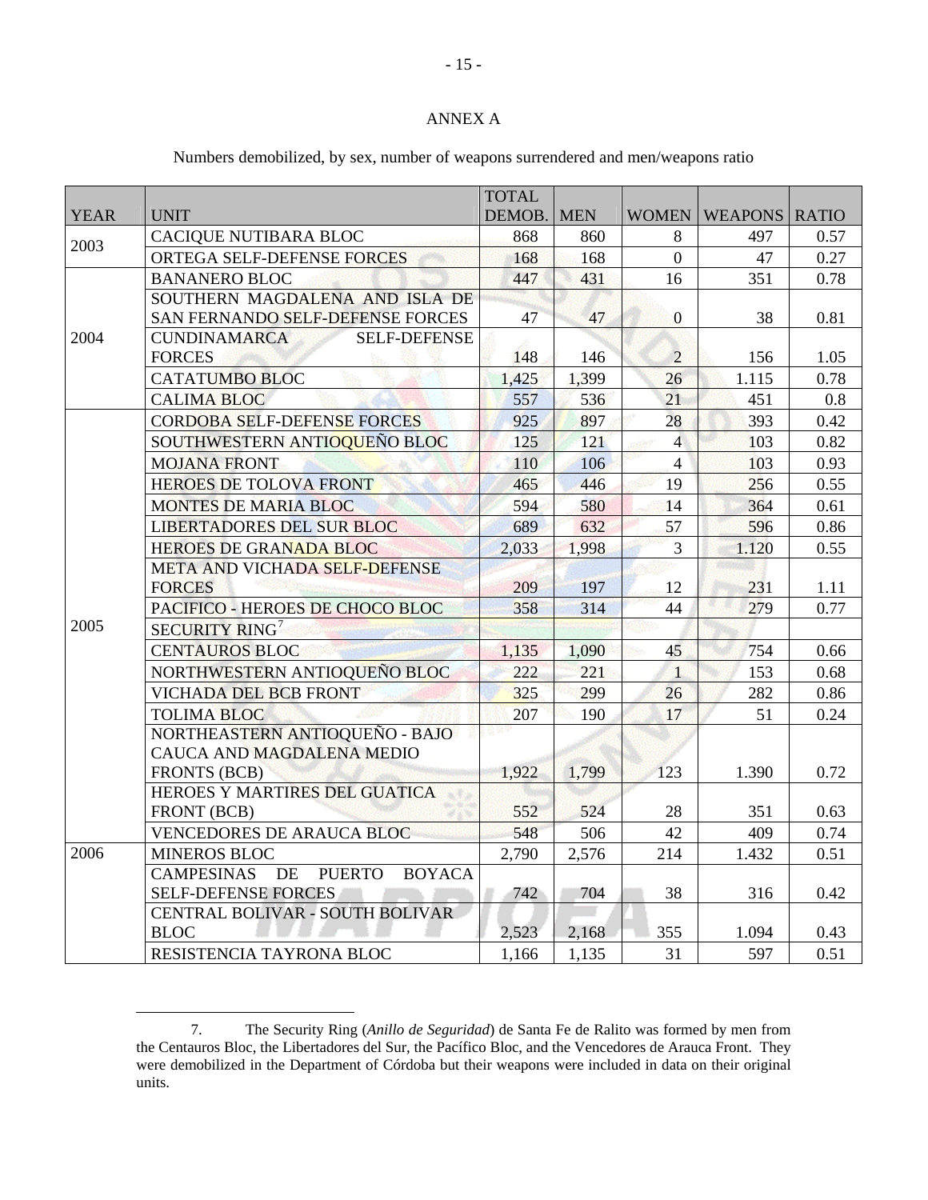# ANNEX A

Numbers demobilized, by sex, number of weapons surrendered and men/weapons ratio

| YEAR | UNIT | TOTAL DEMOB. | MEN | WOMEN | WEAPONS | RATIO |
|---|---|---|---|---|---|---|
| 2003 | CACIQUE NUTIBARA BLOC | 868 | 860 | 8 | 497 | 0.57 |
| | ORTEGA SELF-DEFENSE FORCES | 168 | 168 | 0 | 47 | 0.27 |
| 2004 | BANANERO BLOC | 447 | 431 | 16 | 351 | 0.78 |
| | SOUTHERN MAGDALENA AND ISLA DE SAN FERNANDO SELF-DEFENSE FORCES | 47 | 47 | 0 | 38 | 0.81 |
| | CUNDINAMARCA SELF-DEFENSE FORCES | 148 | 146 | 2 | 156 | 1.05 |
| | CATATUMBO BLOC | 1,425 | 1,399 | 26 | 1.115 | 0.78 |
| | CALIMA BLOC | 557 | 536 | 21 | 451 | 0.8 |
| 2005 | CORDOBA SELF-DEFENSE FORCES | 925 | 897 | 28 | 393 | 0.42 |
| | SOUTHWESTERN ANTIOQUEÑO BLOC | 125 | 121 | 4 | 103 | 0.82 |
| | MOJANA FRONT | 110 | 106 | 4 | 103 | 0.93 |
| | HEROES DE TOLOVA FRONT | 465 | 446 | 19 | 256 | 0.55 |
| | MONTES DE MARIA BLOC | 594 | 580 | 14 | 364 | 0.61 |
| | LIBERTADORES DEL SUR BLOC | 689 | 632 | 57 | 596 | 0.86 |
| | HEROES DE GRANADA BLOC | 2,033 | 1,998 | 3 | 1.120 | 0.55 |
| | META AND VICHADA SELF-DEFENSE FORCES | 209 | 197 | 12 | 231 | 1.11 |
| | PACIFICO - HEROES DE CHOCO BLOC | 358 | 314 | 44 | 279 | 0.77 |
| | SECURITY RING[7] | | | | | |
| | CENTAUROS BLOC | 1,135 | 1,090 | 45 | 754 | 0.66 |
| | NORTHWESTERN ANTIOQUEÑO BLOC | 222 | 221 | 1 | 153 | 0.68 |
| | VICHADA DEL BCB FRONT | 325 | 299 | 26 | 282 | 0.86 |
| | TOLIMA BLOC | 207 | 190 | 17 | 51 | 0.24 |
| | NORTHEASTERN ANTIOQUEÑO - BAJO CAUCA AND MAGDALENA MEDIO FRONTS (BCB) | 1,922 | 1,799 | 123 | 1.390 | 0.72 |
| | HEROES Y MARTIRES DEL GUATICA FRONT (BCB) | 552 | 524 | 28 | 351 | 0.63 |
| | VENCEDORES DE ARAUCA BLOC | 548 | 506 | 42 | 409 | 0.74 |
| 2006 | MINEROS BLOC | 2,790 | 2,576 | 214 | 1.432 | 0.51 |
| | CAMPESINAS DE PUERTO BOYACA SELF-DEFENSE FORCES | 742 | 704 | 38 | 316 | 0.42 |
| | CENTRAL BOLIVAR - SOUTH BOLIVAR BLOC | 2,523 | 2,168 | 355 | 1.094 | 0.43 |
| | RESISTENCIA TAYRONA BLOC | 1,166 | 1,135 | 31 | 597 | 0.51 |

7. The Security Ring (*Anillo de Seguridad*) de Santa Fe de Ralito was formed by men from the Centauros Bloc, the Libertadores del Sur, the Pacífico Bloc, and the Vencedores de Arauca Front. They were demobilized in the Department of Córdoba but their weapons were included in data on their original units.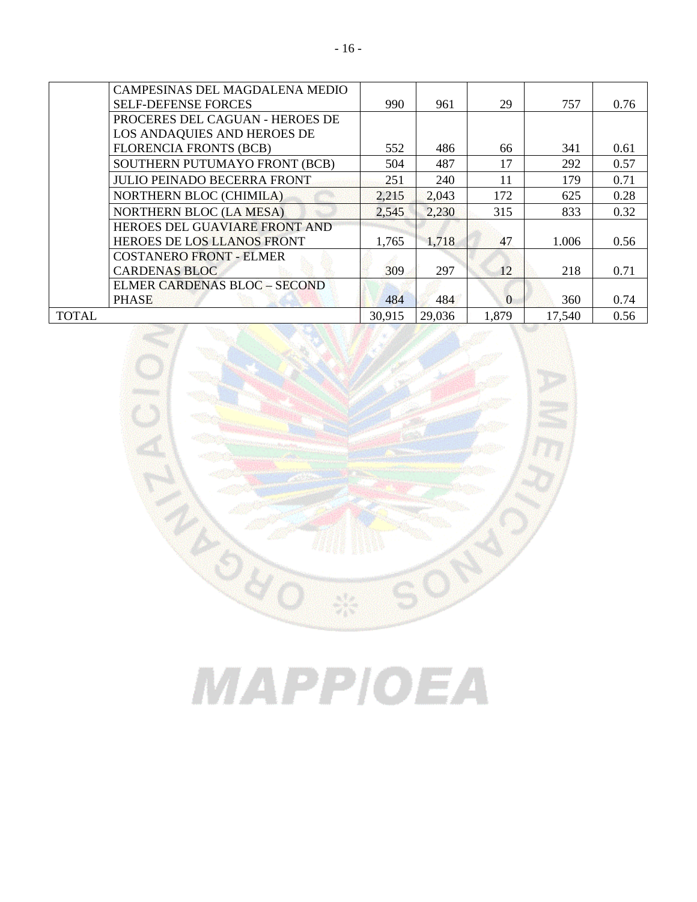| | | | | | | |
|---|---|---|---|---|---|---|
| | CAMPESINAS DEL MAGDALENA MEDIO SELF-DEFENSE FORCES | 990 | 961 | 29 | 757 | 0.76 |
| | PROCERES DEL CAGUAN - HEROES DE LOS ANDAQUIES AND HEROES DE FLORENCIA FRONTS (BCB) | 552 | 486 | 66 | 341 | 0.61 |
| | SOUTHERN PUTUMAYO FRONT (BCB) | 504 | 487 | 17 | 292 | 0.57 |
| | JULIO PEINADO BECERRA FRONT | 251 | 240 | 11 | 179 | 0.71 |
| | NORTHERN BLOC (CHIMILA) | 2,215 | 2,043 | 172 | 625 | 0.28 |
| | NORTHERN BLOC (LA MESA) | 2,545 | 2,230 | 315 | 833 | 0.32 |
| | HEROES DEL GUAVIARE FRONT AND HEROES DE LOS LLANOS FRONT | 1,765 | 1,718 | 47 | 1.006 | 0.56 |
| | COSTANERO FRONT - ELMER CARDENAS BLOC | 309 | 297 | 12 | 218 | 0.71 |
| | ELMER CARDENAS BLOC – SECOND PHASE | 484 | 484 | 0 | 360 | 0.74 |
| TOTAL | | 30,915 | 29,036 | 1,879 | 17,540 | 0.56 |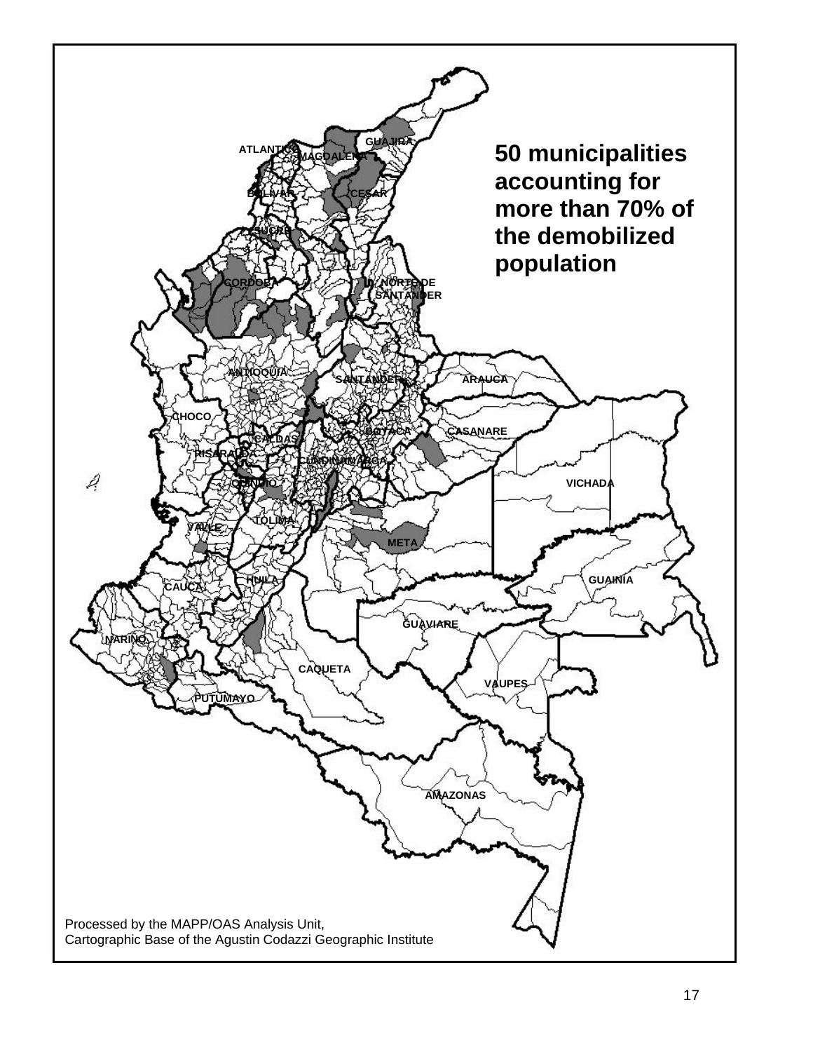**50 municipalities accounting for more than 70% of the demobilized population**

GUAJIRA, ATLANTICO, MAGDALENA, BOLIVAR, CESAR, SUCRE, CORDOBA, NORTE DE SANTANDER, ANTIOQUIA, SANTANDER, ARAUCA, CHOCO, BOYACA, CASANARE, CALDAS, RISARALDA, CUNDINAMARCA, QUINDIO, VICHADA, TOLIMA, VALLE, META, HUILA, GUAINIA, CAUCA, GUAVIARE, NARIÑO, CAQUETA, VAUPES, PUTUMAYO, AMAZONAS

Processed by the MAPP/OAS Analysis Unit,
Cartographic Base of the Agustin Codazzi Geographic Institute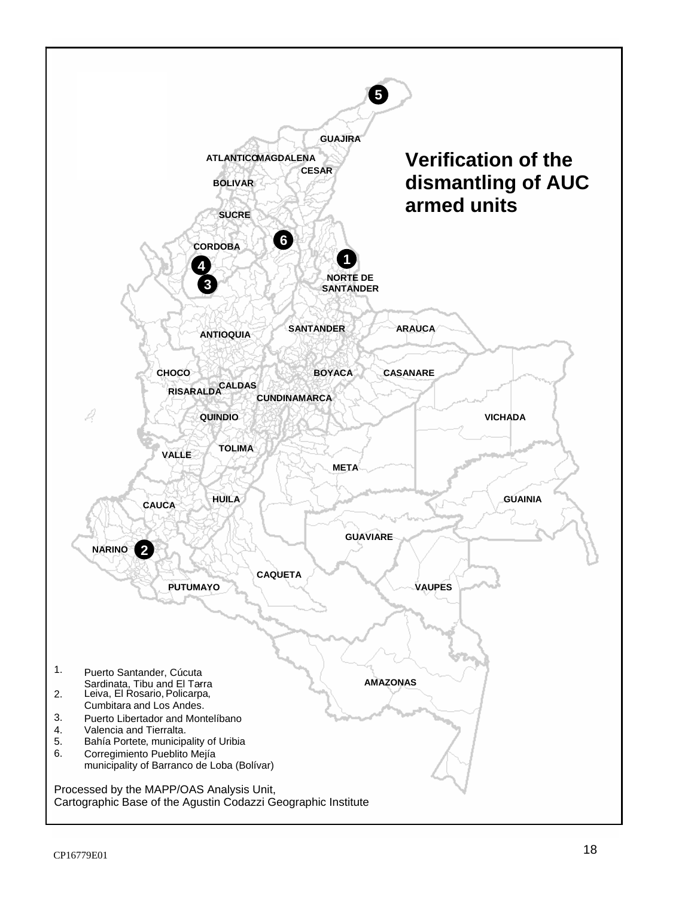# Verification of the dismantling of AUC armed units

GUAJIRA
ATLANTICO
MAGDALENA
CESAR
BOLIVAR
SUCRE
CORDOBA
NORTE DE SANTANDER
SANTANDER
ARAUCA
ANTIOQUIA
CHOCO
BOYACA
CASANARE
RISARALDA
CALDAS
CUNDINAMARCA
QUINDIO
VICHADA
TOLIMA
VALLE
META
HUILA
GUAINIA
CAUCA
GUAVIARE
NARINO
CAQUETA
PUTUMAYO
VAUPES
AMAZONAS

1
2
3
4
5
6

1. Puerto Santander, Cúcuta Sardinata, Tibu and El Tarra
2. Leiva, El Rosario, Policarpa, Cumbitara and Los Andes.
3. Puerto Libertador and Montelíbano
4. Valencia and Tierralta.
5. Bahía Portete, municipality of Uribia
6. Corregimiento Pueblito Mejía municipality of Barranco de Loba (Bolívar)

Processed by the MAPP/OAS Analysis Unit,
Cartographic Base of the Agustin Codazzi Geographic Institute

CP16779E01